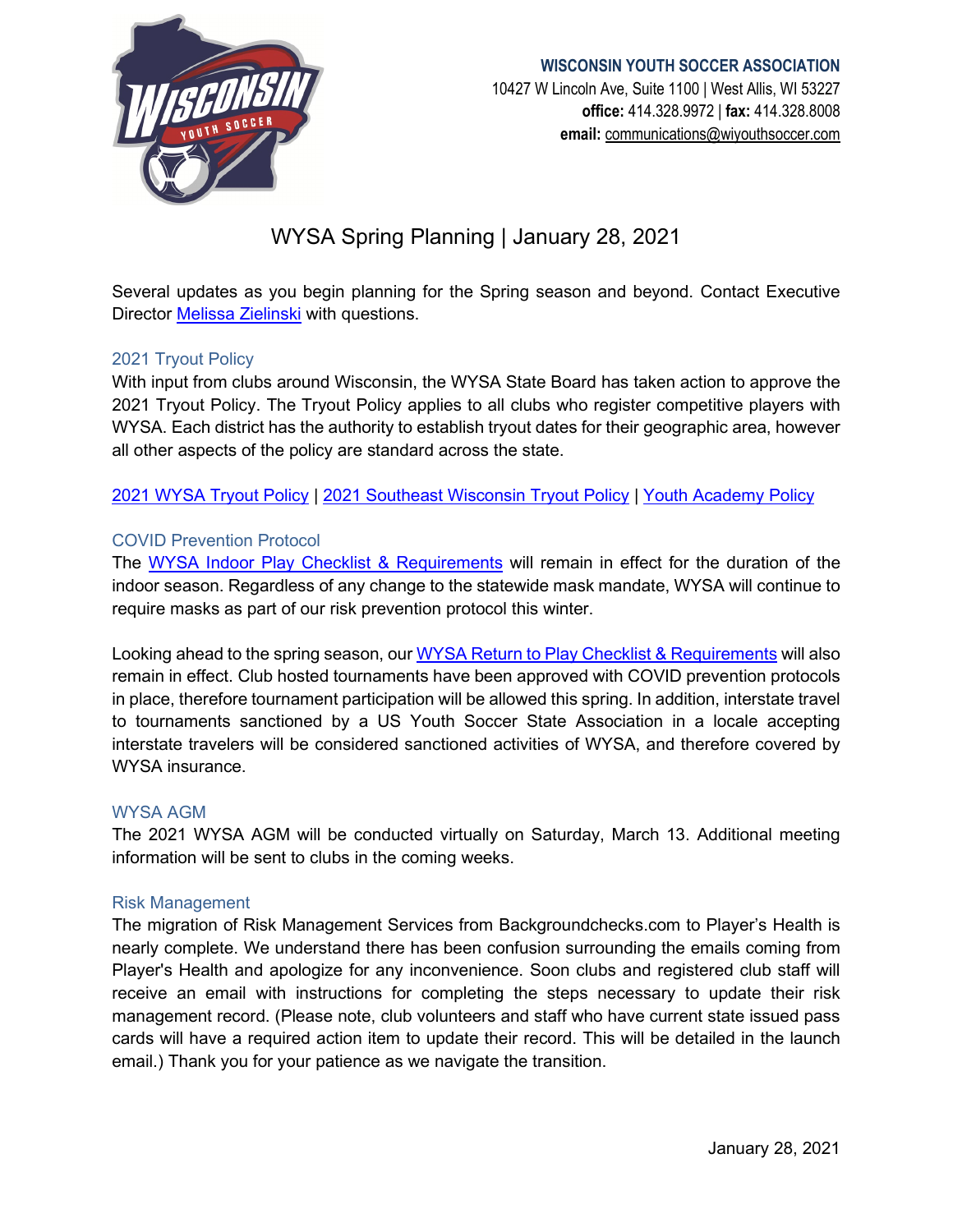**WISCONSIN YOUTH SOCCER ASSOCIATION**
10427 W Lincoln Ave, Suite 1100 | West Allis, WI 53227
**office:** 414.328.9972 | **fax:** 414.328.8008
**email:** communications@wiyouthsoccer.com

# WYSA Spring Planning | January 28, 2021

Several updates as you begin planning for the Spring season and beyond. Contact Executive Director Melissa Zielinski with questions.

## 2021 Tryout Policy

With input from clubs around Wisconsin, the WYSA State Board has taken action to approve the 2021 Tryout Policy. The Tryout Policy applies to all clubs who register competitive players with WYSA. Each district has the authority to establish tryout dates for their geographic area, however all other aspects of the policy are standard across the state.

2021 WYSA Tryout Policy | 2021 Southeast Wisconsin Tryout Policy | Youth Academy Policy

## COVID Prevention Protocol

The WYSA Indoor Play Checklist & Requirements will remain in effect for the duration of the indoor season. Regardless of any change to the statewide mask mandate, WYSA will continue to require masks as part of our risk prevention protocol this winter.

Looking ahead to the spring season, our WYSA Return to Play Checklist & Requirements will also remain in effect. Club hosted tournaments have been approved with COVID prevention protocols in place, therefore tournament participation will be allowed this spring. In addition, interstate travel to tournaments sanctioned by a US Youth Soccer State Association in a locale accepting interstate travelers will be considered sanctioned activities of WYSA, and therefore covered by WYSA insurance.

## WYSA AGM

The 2021 WYSA AGM will be conducted virtually on Saturday, March 13. Additional meeting information will be sent to clubs in the coming weeks.

## Risk Management

The migration of Risk Management Services from Backgroundchecks.com to Player's Health is nearly complete. We understand there has been confusion surrounding the emails coming from Player's Health and apologize for any inconvenience. Soon clubs and registered club staff will receive an email with instructions for completing the steps necessary to update their risk management record. (Please note, club volunteers and staff who have current state issued pass cards will have a required action item to update their record. This will be detailed in the launch email.) Thank you for your patience as we navigate the transition.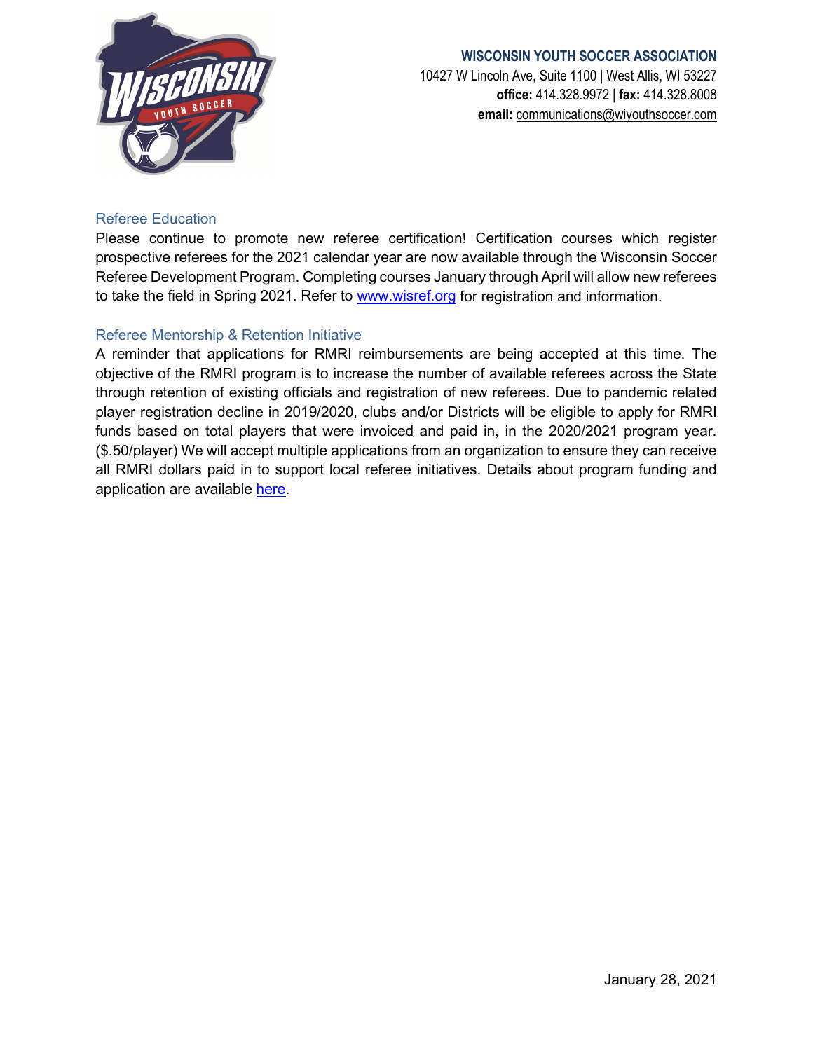**WISCONSIN YOUTH SOCCER ASSOCIATION**
10427 W Lincoln Ave, Suite 1100 | West Allis, WI 53227
**office:** 414.328.9972 | **fax:** 414.328.8008
**email:** communications@wiyouthsoccer.com

## Referee Education

Please continue to promote new referee certification! Certification courses which register prospective referees for the 2021 calendar year are now available through the Wisconsin Soccer Referee Development Program. Completing courses January through April will allow new referees to take the field in Spring 2021. Refer to www.wisref.org for registration and information.

## Referee Mentorship & Retention Initiative

A reminder that applications for RMRI reimbursements are being accepted at this time. The objective of the RMRI program is to increase the number of available referees across the State through retention of existing officials and registration of new referees. Due to pandemic related player registration decline in 2019/2020, clubs and/or Districts will be eligible to apply for RMRI funds based on total players that were invoiced and paid in, in the 2020/2021 program year. ($.50/player) We will accept multiple applications from an organization to ensure they can receive all RMRI dollars paid in to support local referee initiatives. Details about program funding and application are available here.

January 28, 2021